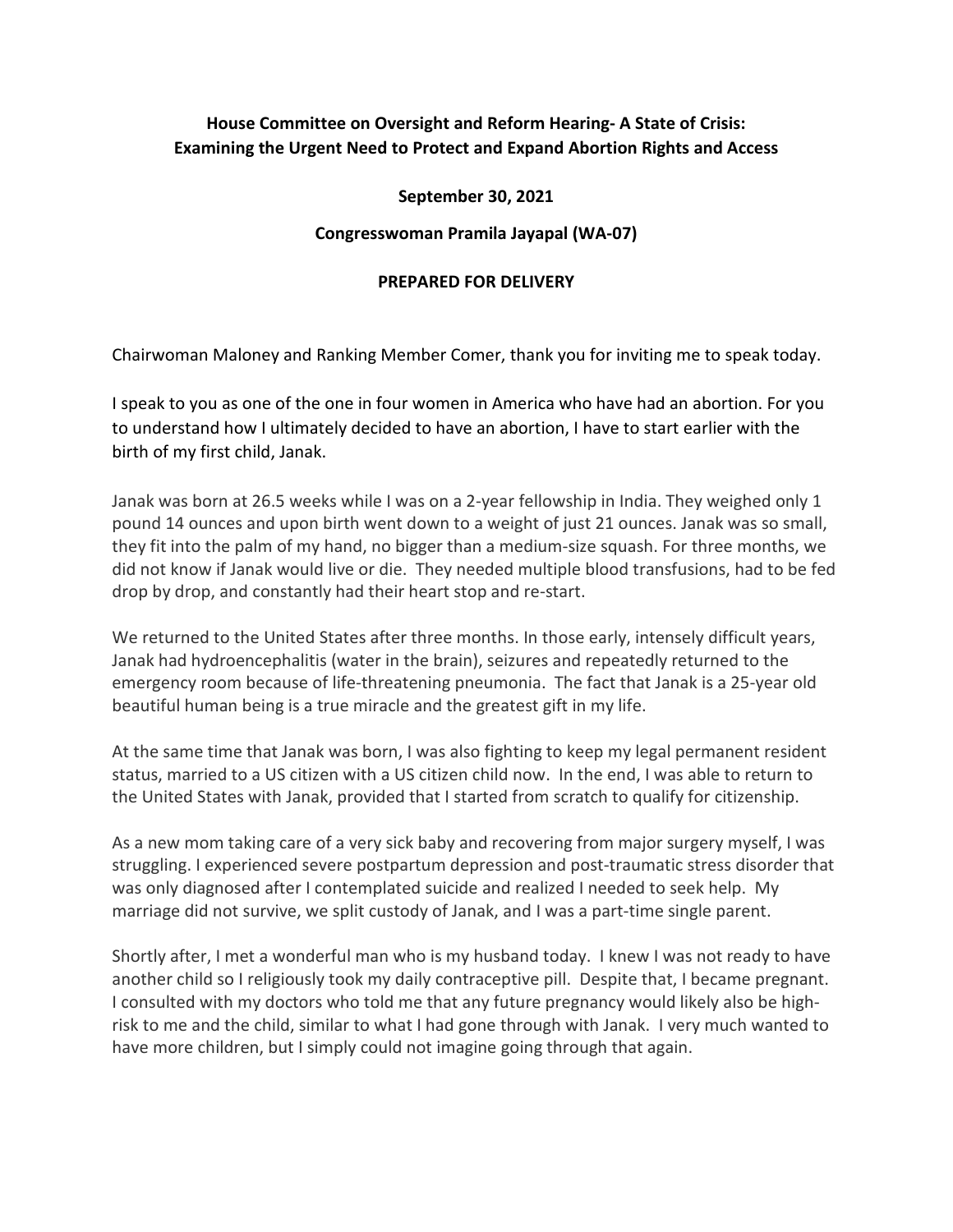**House Committee on Oversight and Reform Hearing- A State of Crisis: Examining the Urgent Need to Protect and Expand Abortion Rights and Access**

**September 30, 2021**

**Congresswoman Pramila Jayapal (WA-07)**

**PREPARED FOR DELIVERY**

Chairwoman Maloney and Ranking Member Comer, thank you for inviting me to speak today.

I speak to you as one of the one in four women in America who have had an abortion. For you to understand how I ultimately decided to have an abortion, I have to start earlier with the birth of my first child, Janak.

Janak was born at 26.5 weeks while I was on a 2-year fellowship in India. They weighed only 1 pound 14 ounces and upon birth went down to a weight of just 21 ounces. Janak was so small, they fit into the palm of my hand, no bigger than a medium-size squash. For three months, we did not know if Janak would live or die. They needed multiple blood transfusions, had to be fed drop by drop, and constantly had their heart stop and re-start.

We returned to the United States after three months. In those early, intensely difficult years, Janak had hydroencephalitis (water in the brain), seizures and repeatedly returned to the emergency room because of life-threatening pneumonia. The fact that Janak is a 25-year old beautiful human being is a true miracle and the greatest gift in my life.

At the same time that Janak was born, I was also fighting to keep my legal permanent resident status, married to a US citizen with a US citizen child now. In the end, I was able to return to the United States with Janak, provided that I started from scratch to qualify for citizenship.

As a new mom taking care of a very sick baby and recovering from major surgery myself, I was struggling. I experienced severe postpartum depression and post-traumatic stress disorder that was only diagnosed after I contemplated suicide and realized I needed to seek help. My marriage did not survive, we split custody of Janak, and I was a part-time single parent.

Shortly after, I met a wonderful man who is my husband today. I knew I was not ready to have another child so I religiously took my daily contraceptive pill. Despite that, I became pregnant. I consulted with my doctors who told me that any future pregnancy would likely also be high-risk to me and the child, similar to what I had gone through with Janak. I very much wanted to have more children, but I simply could not imagine going through that again.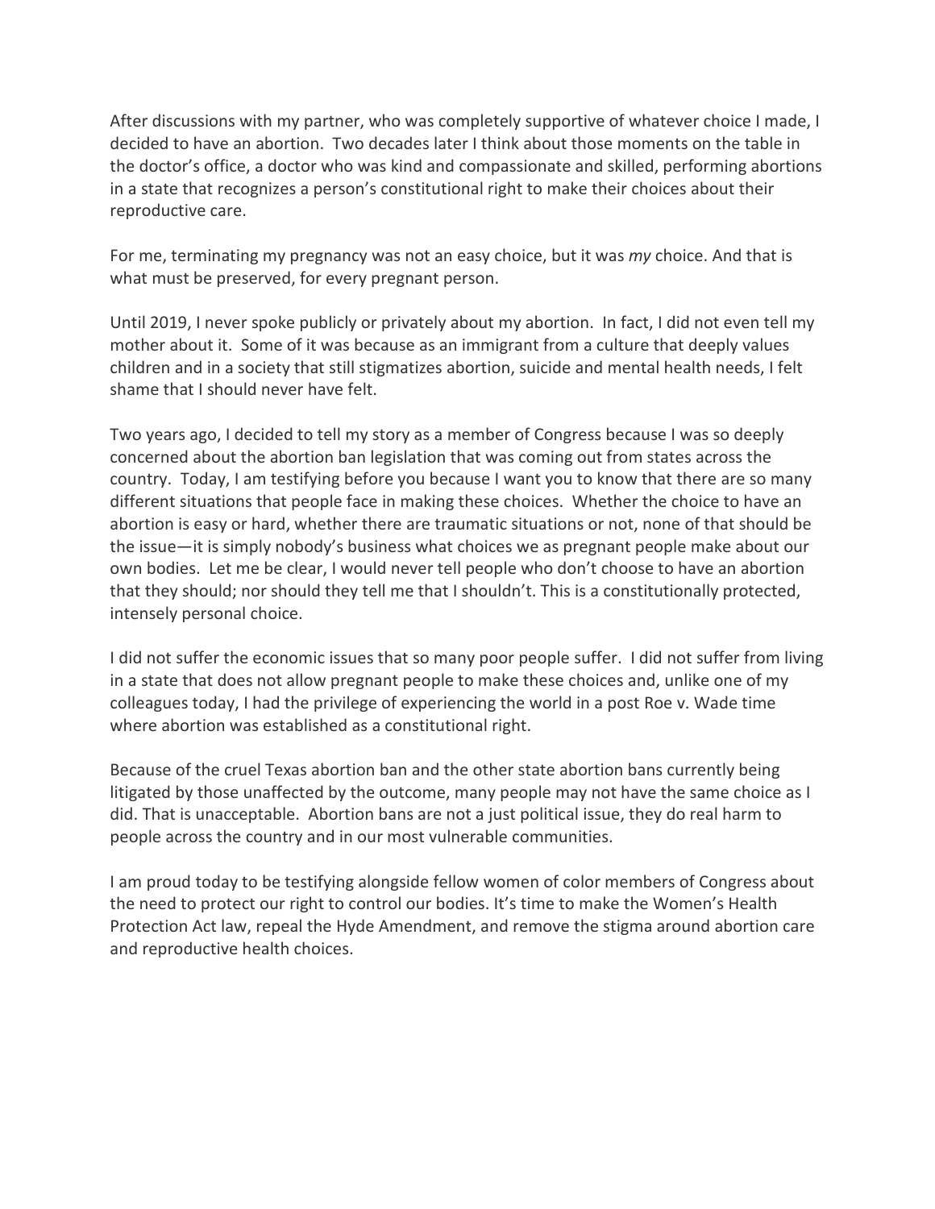After discussions with my partner, who was completely supportive of whatever choice I made, I decided to have an abortion. Two decades later I think about those moments on the table in the doctor's office, a doctor who was kind and compassionate and skilled, performing abortions in a state that recognizes a person's constitutional right to make their choices about their reproductive care.

For me, terminating my pregnancy was not an easy choice, but it was *my* choice. And that is what must be preserved, for every pregnant person.

Until 2019, I never spoke publicly or privately about my abortion. In fact, I did not even tell my mother about it. Some of it was because as an immigrant from a culture that deeply values children and in a society that still stigmatizes abortion, suicide and mental health needs, I felt shame that I should never have felt.

Two years ago, I decided to tell my story as a member of Congress because I was so deeply concerned about the abortion ban legislation that was coming out from states across the country. Today, I am testifying before you because I want you to know that there are so many different situations that people face in making these choices. Whether the choice to have an abortion is easy or hard, whether there are traumatic situations or not, none of that should be the issue—it is simply nobody's business what choices we as pregnant people make about our own bodies. Let me be clear, I would never tell people who don't choose to have an abortion that they should; nor should they tell me that I shouldn't. This is a constitutionally protected, intensely personal choice.

I did not suffer the economic issues that so many poor people suffer. I did not suffer from living in a state that does not allow pregnant people to make these choices and, unlike one of my colleagues today, I had the privilege of experiencing the world in a post Roe v. Wade time where abortion was established as a constitutional right.

Because of the cruel Texas abortion ban and the other state abortion bans currently being litigated by those unaffected by the outcome, many people may not have the same choice as I did. That is unacceptable. Abortion bans are not a just political issue, they do real harm to people across the country and in our most vulnerable communities.

I am proud today to be testifying alongside fellow women of color members of Congress about the need to protect our right to control our bodies. It's time to make the Women's Health Protection Act law, repeal the Hyde Amendment, and remove the stigma around abortion care and reproductive health choices.